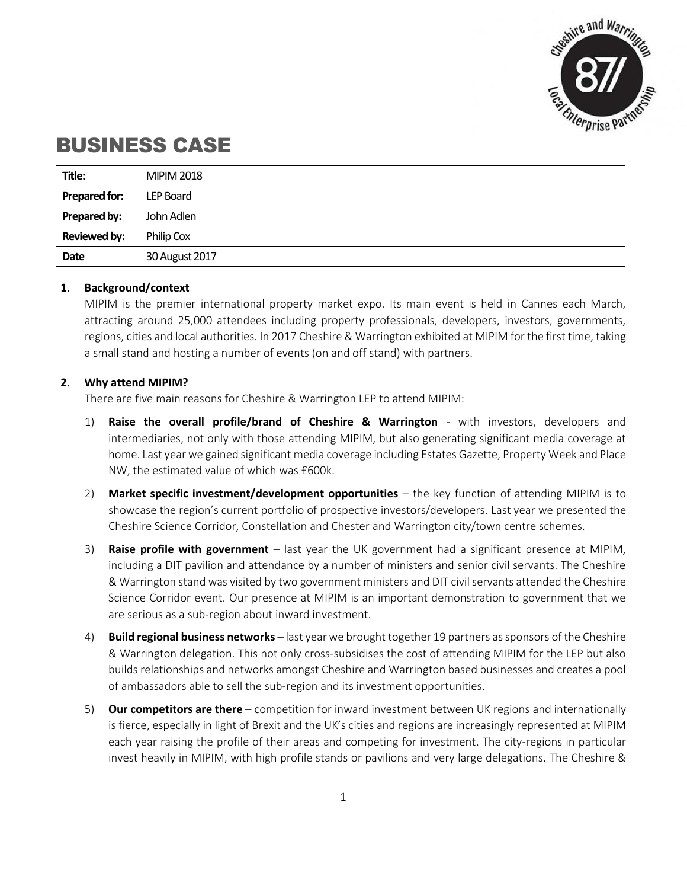# BUSINESS CASE

| Title: | MIPIM 2018 |
|---|---|
| Prepared for: | LEP Board |
| Prepared by: | John Adlen |
| Reviewed by: | Philip Cox |
| Date | 30 August 2017 |

**1. Background/context**

MIPIM is the premier international property market expo. Its main event is held in Cannes each March, attracting around 25,000 attendees including property professionals, developers, investors, governments, regions, cities and local authorities. In 2017 Cheshire & Warrington exhibited at MIPIM for the first time, taking a small stand and hosting a number of events (on and off stand) with partners.

**2. Why attend MIPIM?**

There are five main reasons for Cheshire & Warrington LEP to attend MIPIM:

1) **Raise the overall profile/brand of Cheshire & Warrington** - with investors, developers and intermediaries, not only with those attending MIPIM, but also generating significant media coverage at home. Last year we gained significant media coverage including Estates Gazette, Property Week and Place NW, the estimated value of which was £600k.

2) **Market specific investment/development opportunities** – the key function of attending MIPIM is to showcase the region's current portfolio of prospective investors/developers. Last year we presented the Cheshire Science Corridor, Constellation and Chester and Warrington city/town centre schemes.

3) **Raise profile with government** – last year the UK government had a significant presence at MIPIM, including a DIT pavilion and attendance by a number of ministers and senior civil servants. The Cheshire & Warrington stand was visited by two government ministers and DIT civil servants attended the Cheshire Science Corridor event. Our presence at MIPIM is an important demonstration to government that we are serious as a sub-region about inward investment.

4) **Build regional business networks** – last year we brought together 19 partners as sponsors of the Cheshire & Warrington delegation. This not only cross-subsidises the cost of attending MIPIM for the LEP but also builds relationships and networks amongst Cheshire and Warrington based businesses and creates a pool of ambassadors able to sell the sub-region and its investment opportunities.

5) **Our competitors are there** – competition for inward investment between UK regions and internationally is fierce, especially in light of Brexit and the UK's cities and regions are increasingly represented at MIPIM each year raising the profile of their areas and competing for investment. The city-regions in particular invest heavily in MIPIM, with high profile stands or pavilions and very large delegations. The Cheshire &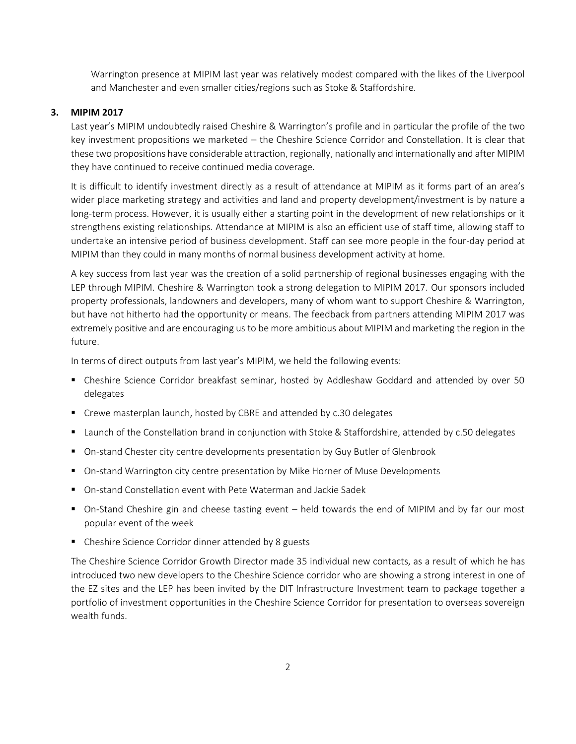Warrington presence at MIPIM last year was relatively modest compared with the likes of the Liverpool and Manchester and even smaller cities/regions such as Stoke & Staffordshire.

## 3. MIPIM 2017

Last year's MIPIM undoubtedly raised Cheshire & Warrington's profile and in particular the profile of the two key investment propositions we marketed – the Cheshire Science Corridor and Constellation. It is clear that these two propositions have considerable attraction, regionally, nationally and internationally and after MIPIM they have continued to receive continued media coverage.

It is difficult to identify investment directly as a result of attendance at MIPIM as it forms part of an area's wider place marketing strategy and activities and land and property development/investment is by nature a long-term process. However, it is usually either a starting point in the development of new relationships or it strengthens existing relationships. Attendance at MIPIM is also an efficient use of staff time, allowing staff to undertake an intensive period of business development. Staff can see more people in the four-day period at MIPIM than they could in many months of normal business development activity at home.

A key success from last year was the creation of a solid partnership of regional businesses engaging with the LEP through MIPIM. Cheshire & Warrington took a strong delegation to MIPIM 2017. Our sponsors included property professionals, landowners and developers, many of whom want to support Cheshire & Warrington, but have not hitherto had the opportunity or means. The feedback from partners attending MIPIM 2017 was extremely positive and are encouraging us to be more ambitious about MIPIM and marketing the region in the future.

In terms of direct outputs from last year's MIPIM, we held the following events:

- Cheshire Science Corridor breakfast seminar, hosted by Addleshaw Goddard and attended by over 50 delegates
- Crewe masterplan launch, hosted by CBRE and attended by c.30 delegates
- Launch of the Constellation brand in conjunction with Stoke & Staffordshire, attended by c.50 delegates
- On-stand Chester city centre developments presentation by Guy Butler of Glenbrook
- On-stand Warrington city centre presentation by Mike Horner of Muse Developments
- On-stand Constellation event with Pete Waterman and Jackie Sadek
- On-Stand Cheshire gin and cheese tasting event – held towards the end of MIPIM and by far our most popular event of the week
- Cheshire Science Corridor dinner attended by 8 guests

The Cheshire Science Corridor Growth Director made 35 individual new contacts, as a result of which he has introduced two new developers to the Cheshire Science corridor who are showing a strong interest in one of the EZ sites and the LEP has been invited by the DIT Infrastructure Investment team to package together a portfolio of investment opportunities in the Cheshire Science Corridor for presentation to overseas sovereign wealth funds.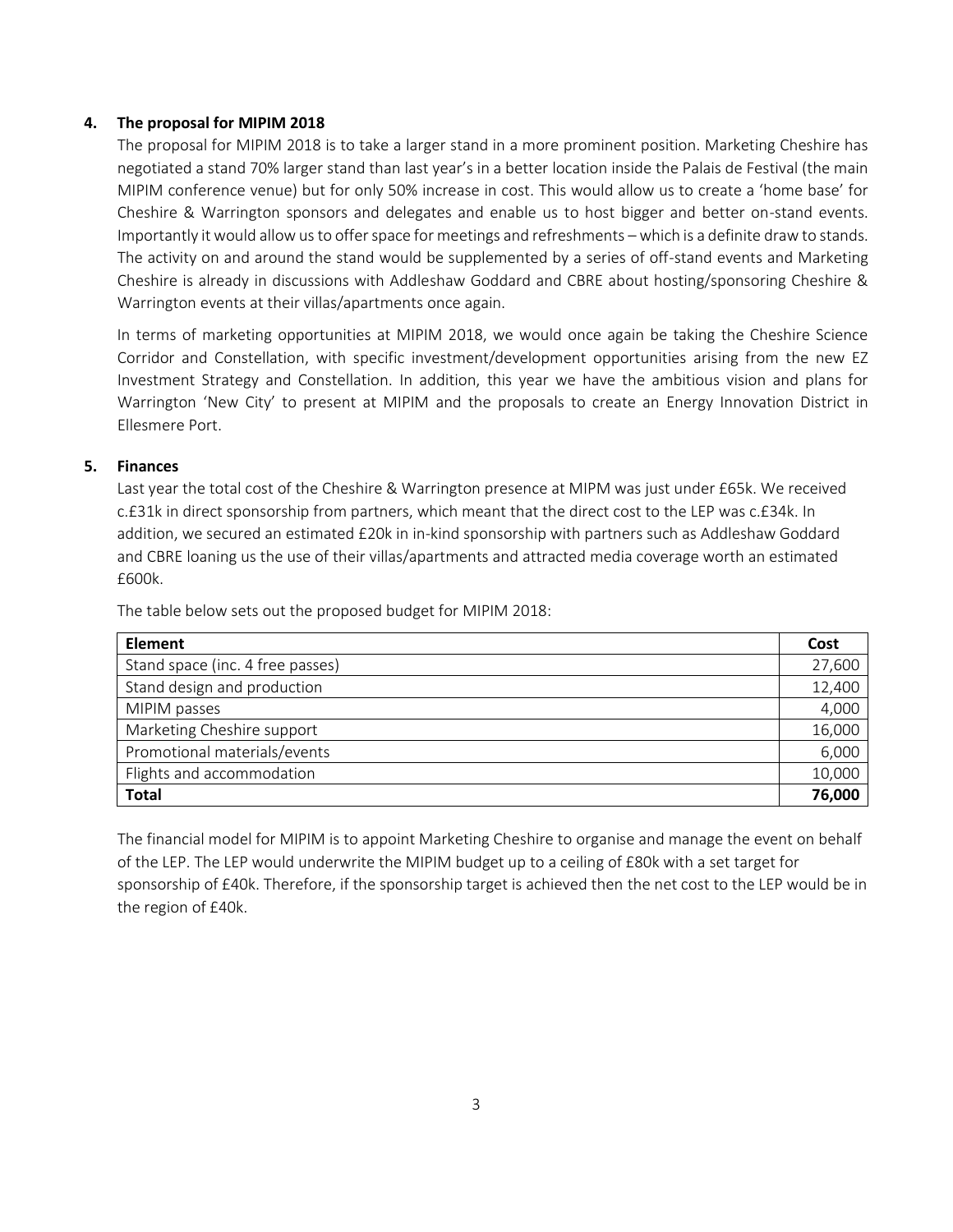## 4. The proposal for MIPIM 2018

The proposal for MIPIM 2018 is to take a larger stand in a more prominent position. Marketing Cheshire has negotiated a stand 70% larger stand than last year's in a better location inside the Palais de Festival (the main MIPIM conference venue) but for only 50% increase in cost. This would allow us to create a 'home base' for Cheshire & Warrington sponsors and delegates and enable us to host bigger and better on-stand events. Importantly it would allow us to offer space for meetings and refreshments – which is a definite draw to stands. The activity on and around the stand would be supplemented by a series of off-stand events and Marketing Cheshire is already in discussions with Addleshaw Goddard and CBRE about hosting/sponsoring Cheshire & Warrington events at their villas/apartments once again.

In terms of marketing opportunities at MIPIM 2018, we would once again be taking the Cheshire Science Corridor and Constellation, with specific investment/development opportunities arising from the new EZ Investment Strategy and Constellation. In addition, this year we have the ambitious vision and plans for Warrington 'New City' to present at MIPIM and the proposals to create an Energy Innovation District in Ellesmere Port.

## 5. Finances

Last year the total cost of the Cheshire & Warrington presence at MIPM was just under £65k. We received c.£31k in direct sponsorship from partners, which meant that the direct cost to the LEP was c.£34k. In addition, we secured an estimated £20k in in-kind sponsorship with partners such as Addleshaw Goddard and CBRE loaning us the use of their villas/apartments and attracted media coverage worth an estimated £600k.

The table below sets out the proposed budget for MIPIM 2018:

| Element | Cost |
|---|---:|
| Stand space (inc. 4 free passes) | 27,600 |
| Stand design and production | 12,400 |
| MIPIM passes | 4,000 |
| Marketing Cheshire support | 16,000 |
| Promotional materials/events | 6,000 |
| Flights and accommodation | 10,000 |
| **Total** | **76,000** |

The financial model for MIPIM is to appoint Marketing Cheshire to organise and manage the event on behalf of the LEP. The LEP would underwrite the MIPIM budget up to a ceiling of £80k with a set target for sponsorship of £40k. Therefore, if the sponsorship target is achieved then the net cost to the LEP would be in the region of £40k.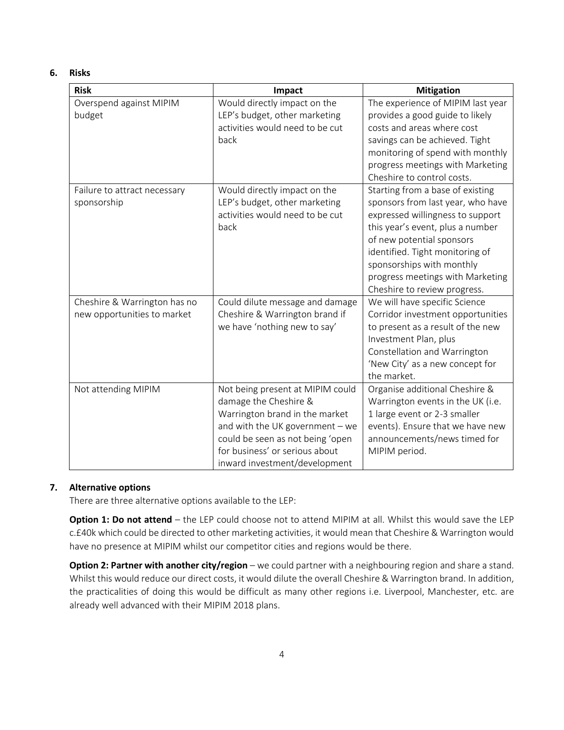**6. Risks**

| Risk | Impact | Mitigation |
|---|---|---|
| Overspend against MIPIM budget | Would directly impact on the LEP's budget, other marketing activities would need to be cut back | The experience of MIPIM last year provides a good guide to likely costs and areas where cost savings can be achieved. Tight monitoring of spend with monthly progress meetings with Marketing Cheshire to control costs. |
| Failure to attract necessary sponsorship | Would directly impact on the LEP's budget, other marketing activities would need to be cut back | Starting from a base of existing sponsors from last year, who have expressed willingness to support this year's event, plus a number of new potential sponsors identified. Tight monitoring of sponsorships with monthly progress meetings with Marketing Cheshire to review progress. |
| Cheshire & Warrington has no new opportunities to market | Could dilute message and damage Cheshire & Warrington brand if we have 'nothing new to say' | We will have specific Science Corridor investment opportunities to present as a result of the new Investment Plan, plus Constellation and Warrington 'New City' as a new concept for the market. |
| Not attending MIPIM | Not being present at MIPIM could damage the Cheshire & Warrington brand in the market and with the UK government – we could be seen as not being 'open for business' or serious about inward investment/development | Organise additional Cheshire & Warrington events in the UK (i.e. 1 large event or 2-3 smaller events). Ensure that we have new announcements/news timed for MIPIM period. |

**7. Alternative options**

There are three alternative options available to the LEP:

**Option 1: Do not attend** – the LEP could choose not to attend MIPIM at all. Whilst this would save the LEP c.£40k which could be directed to other marketing activities, it would mean that Cheshire & Warrington would have no presence at MIPIM whilst our competitor cities and regions would be there.

**Option 2: Partner with another city/region** – we could partner with a neighbouring region and share a stand. Whilst this would reduce our direct costs, it would dilute the overall Cheshire & Warrington brand. In addition, the practicalities of doing this would be difficult as many other regions i.e. Liverpool, Manchester, etc. are already well advanced with their MIPIM 2018 plans.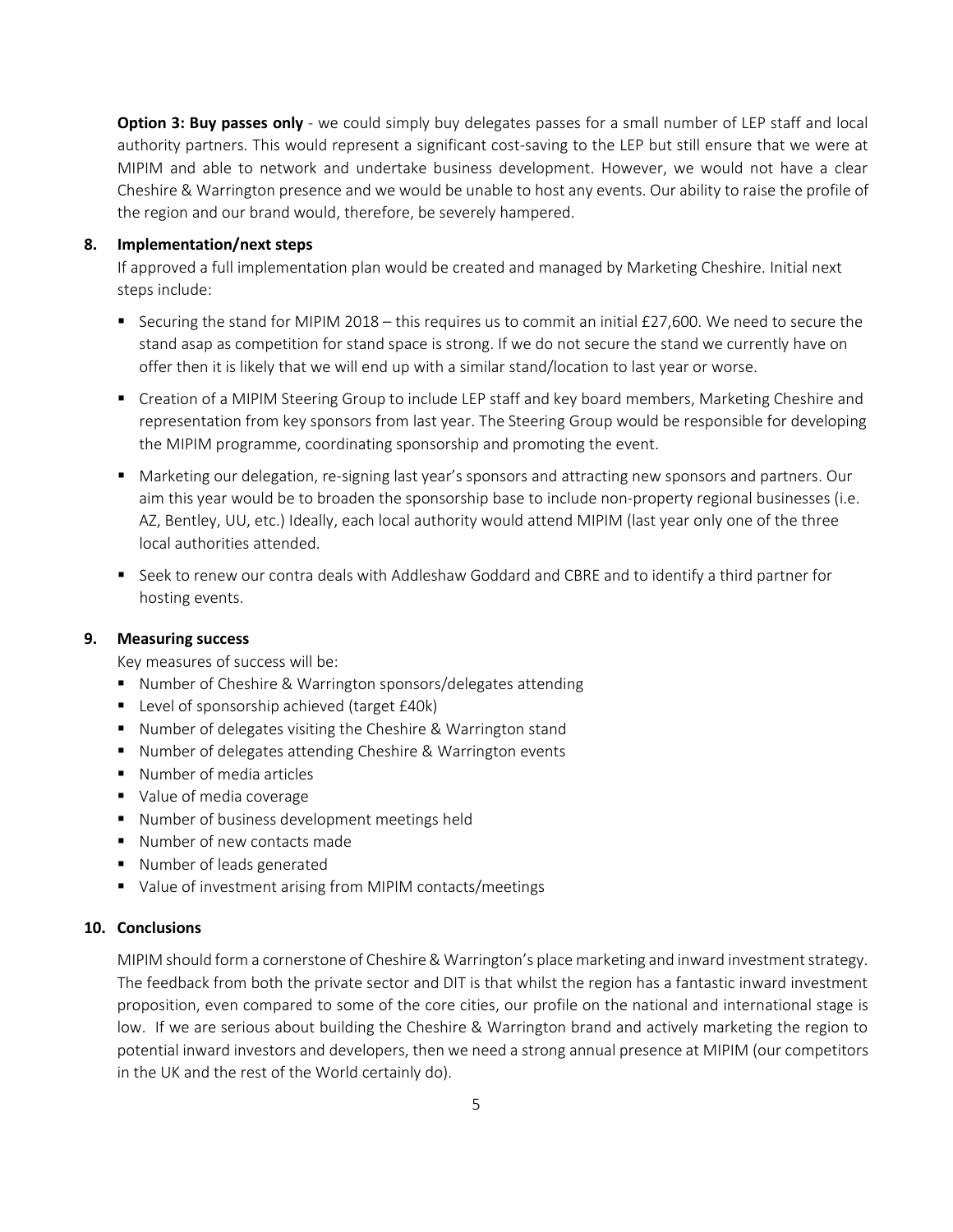**Option 3: Buy passes only** - we could simply buy delegates passes for a small number of LEP staff and local authority partners. This would represent a significant cost-saving to the LEP but still ensure that we were at MIPIM and able to network and undertake business development. However, we would not have a clear Cheshire & Warrington presence and we would be unable to host any events. Our ability to raise the profile of the region and our brand would, therefore, be severely hampered.

## 8. Implementation/next steps

If approved a full implementation plan would be created and managed by Marketing Cheshire. Initial next steps include:

- Securing the stand for MIPIM 2018 – this requires us to commit an initial £27,600. We need to secure the stand asap as competition for stand space is strong. If we do not secure the stand we currently have on offer then it is likely that we will end up with a similar stand/location to last year or worse.
- Creation of a MIPIM Steering Group to include LEP staff and key board members, Marketing Cheshire and representation from key sponsors from last year. The Steering Group would be responsible for developing the MIPIM programme, coordinating sponsorship and promoting the event.
- Marketing our delegation, re-signing last year's sponsors and attracting new sponsors and partners. Our aim this year would be to broaden the sponsorship base to include non-property regional businesses (i.e. AZ, Bentley, UU, etc.) Ideally, each local authority would attend MIPIM (last year only one of the three local authorities attended.
- Seek to renew our contra deals with Addleshaw Goddard and CBRE and to identify a third partner for hosting events.

## 9. Measuring success

Key measures of success will be:

- Number of Cheshire & Warrington sponsors/delegates attending
- Level of sponsorship achieved (target £40k)
- Number of delegates visiting the Cheshire & Warrington stand
- Number of delegates attending Cheshire & Warrington events
- Number of media articles
- Value of media coverage
- Number of business development meetings held
- Number of new contacts made
- Number of leads generated
- Value of investment arising from MIPIM contacts/meetings

## 10. Conclusions

MIPIM should form a cornerstone of Cheshire & Warrington's place marketing and inward investment strategy. The feedback from both the private sector and DIT is that whilst the region has a fantastic inward investment proposition, even compared to some of the core cities, our profile on the national and international stage is low. If we are serious about building the Cheshire & Warrington brand and actively marketing the region to potential inward investors and developers, then we need a strong annual presence at MIPIM (our competitors in the UK and the rest of the World certainly do).